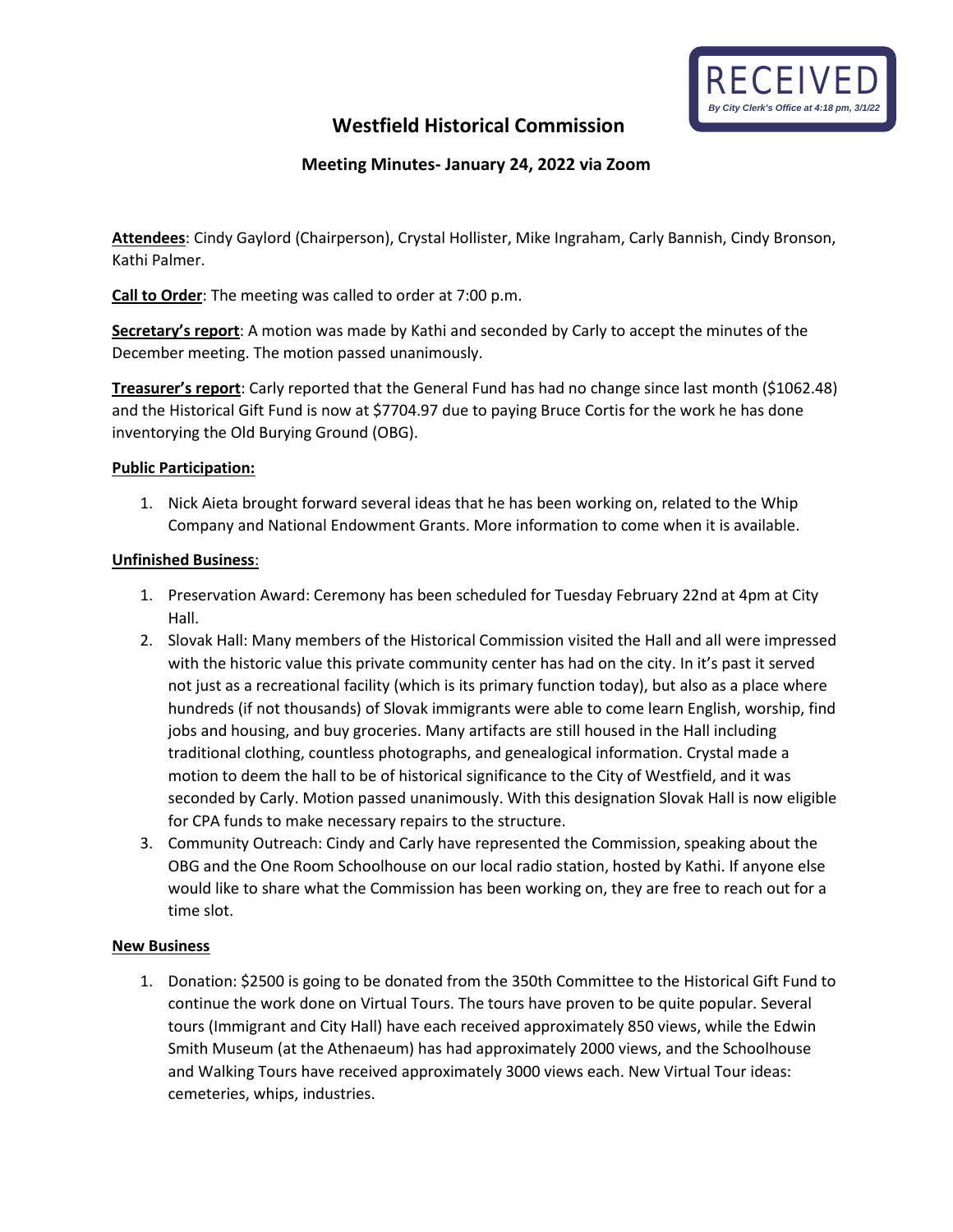RECEIVED
*By City Clerk's Office at 4:18 pm, 3/1/22*

# Westfield Historical Commission

## Meeting Minutes- January 24, 2022 via Zoom

**Attendees**: Cindy Gaylord (Chairperson), Crystal Hollister, Mike Ingraham, Carly Bannish, Cindy Bronson, Kathi Palmer.

**Call to Order**: The meeting was called to order at 7:00 p.m.

**Secretary's report**: A motion was made by Kathi and seconded by Carly to accept the minutes of the December meeting. The motion passed unanimously.

**Treasurer's report**: Carly reported that the General Fund has had no change since last month ($1062.48) and the Historical Gift Fund is now at $7704.97 due to paying Bruce Cortis for the work he has done inventorying the Old Burying Ground (OBG).

**Public Participation:**

1. Nick Aieta brought forward several ideas that he has been working on, related to the Whip Company and National Endowment Grants. More information to come when it is available.

**Unfinished Business**:

1. Preservation Award: Ceremony has been scheduled for Tuesday February 22nd at 4pm at City Hall.
2. Slovak Hall: Many members of the Historical Commission visited the Hall and all were impressed with the historic value this private community center has had on the city. In it's past it served not just as a recreational facility (which is its primary function today), but also as a place where hundreds (if not thousands) of Slovak immigrants were able to come learn English, worship, find jobs and housing, and buy groceries. Many artifacts are still housed in the Hall including traditional clothing, countless photographs, and genealogical information. Crystal made a motion to deem the hall to be of historical significance to the City of Westfield, and it was seconded by Carly. Motion passed unanimously. With this designation Slovak Hall is now eligible for CPA funds to make necessary repairs to the structure.
3. Community Outreach: Cindy and Carly have represented the Commission, speaking about the OBG and the One Room Schoolhouse on our local radio station, hosted by Kathi. If anyone else would like to share what the Commission has been working on, they are free to reach out for a time slot.

**New Business**

1. Donation: $2500 is going to be donated from the 350th Committee to the Historical Gift Fund to continue the work done on Virtual Tours. The tours have proven to be quite popular. Several tours (Immigrant and City Hall) have each received approximately 850 views, while the Edwin Smith Museum (at the Athenaeum) has had approximately 2000 views, and the Schoolhouse and Walking Tours have received approximately 3000 views each. New Virtual Tour ideas: cemeteries, whips, industries.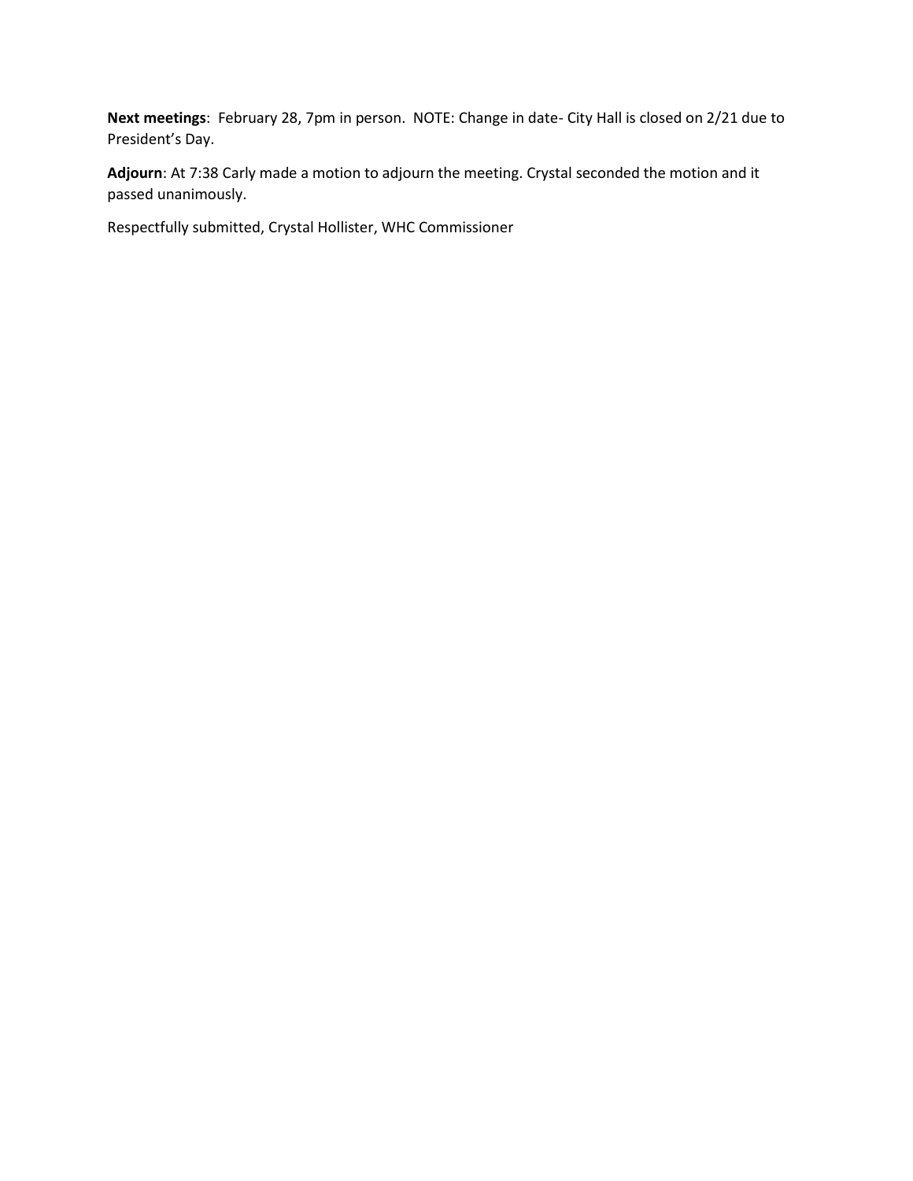**Next meetings**: February 28, 7pm in person. NOTE: Change in date- City Hall is closed on 2/21 due to President's Day.

**Adjourn**: At 7:38 Carly made a motion to adjourn the meeting. Crystal seconded the motion and it passed unanimously.

Respectfully submitted, Crystal Hollister, WHC Commissioner